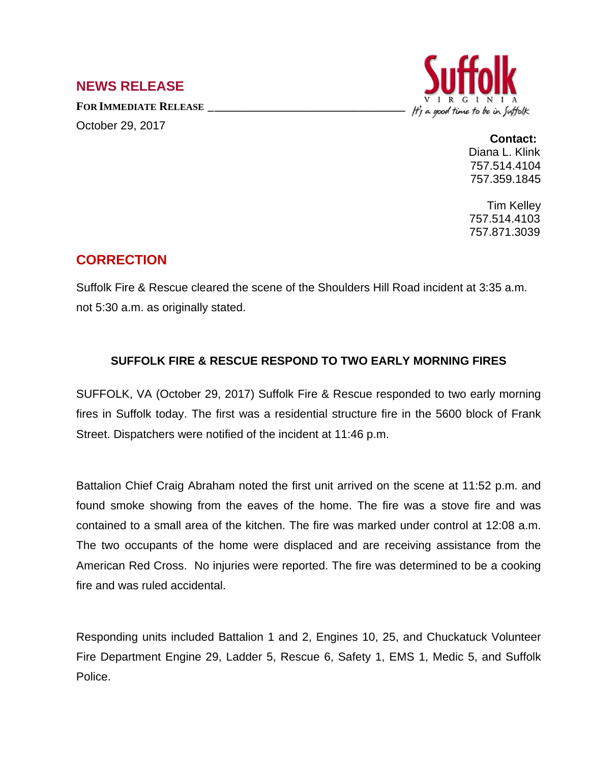## NEWS RELEASE

**FOR IMMEDIATE RELEASE**

October 29, 2017

Suffolk
VIRGINIA
*It's a good time to be in Suffolk*

**Contact:**
Diana L. Klink
757.514.4104
757.359.1845

Tim Kelley
757.514.4103
757.871.3039

## CORRECTION

Suffolk Fire & Rescue cleared the scene of the Shoulders Hill Road incident at 3:35 a.m. not 5:30 a.m. as originally stated.

### SUFFOLK FIRE & RESCUE RESPOND TO TWO EARLY MORNING FIRES

SUFFOLK, VA (October 29, 2017) Suffolk Fire & Rescue responded to two early morning fires in Suffolk today. The first was a residential structure fire in the 5600 block of Frank Street. Dispatchers were notified of the incident at 11:46 p.m.

Battalion Chief Craig Abraham noted the first unit arrived on the scene at 11:52 p.m. and found smoke showing from the eaves of the home. The fire was a stove fire and was contained to a small area of the kitchen. The fire was marked under control at 12:08 a.m. The two occupants of the home were displaced and are receiving assistance from the American Red Cross. No injuries were reported. The fire was determined to be a cooking fire and was ruled accidental.

Responding units included Battalion 1 and 2, Engines 10, 25, and Chuckatuck Volunteer Fire Department Engine 29, Ladder 5, Rescue 6, Safety 1, EMS 1, Medic 5, and Suffolk Police.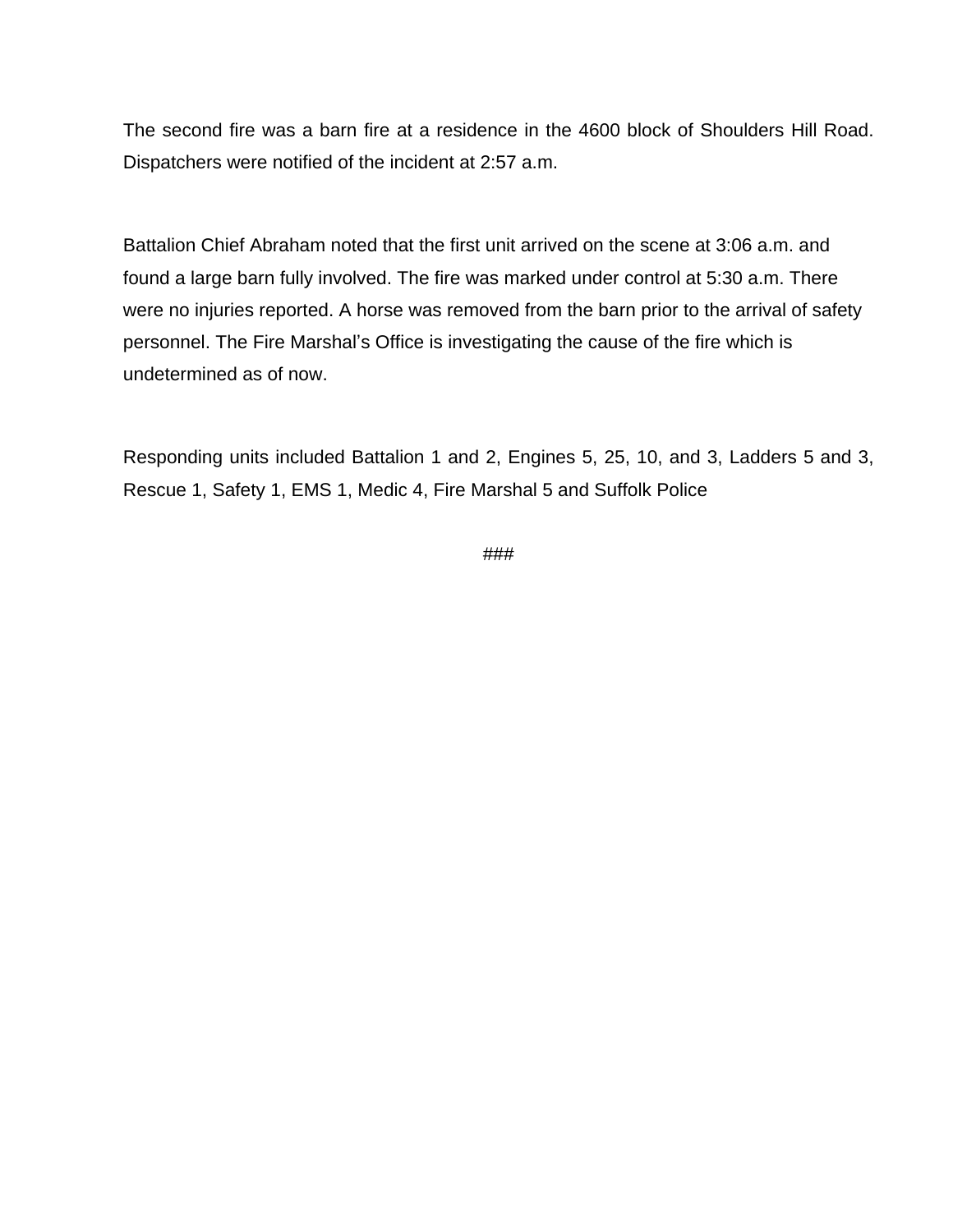The second fire was a barn fire at a residence in the 4600 block of Shoulders Hill Road. Dispatchers were notified of the incident at 2:57 a.m.

Battalion Chief Abraham noted that the first unit arrived on the scene at 3:06 a.m. and found a large barn fully involved. The fire was marked under control at 5:30 a.m. There were no injuries reported. A horse was removed from the barn prior to the arrival of safety personnel. The Fire Marshal's Office is investigating the cause of the fire which is undetermined as of now.

Responding units included Battalion 1 and 2, Engines 5, 25, 10, and 3, Ladders 5 and 3, Rescue 1, Safety 1, EMS 1, Medic 4, Fire Marshal 5 and Suffolk Police

###